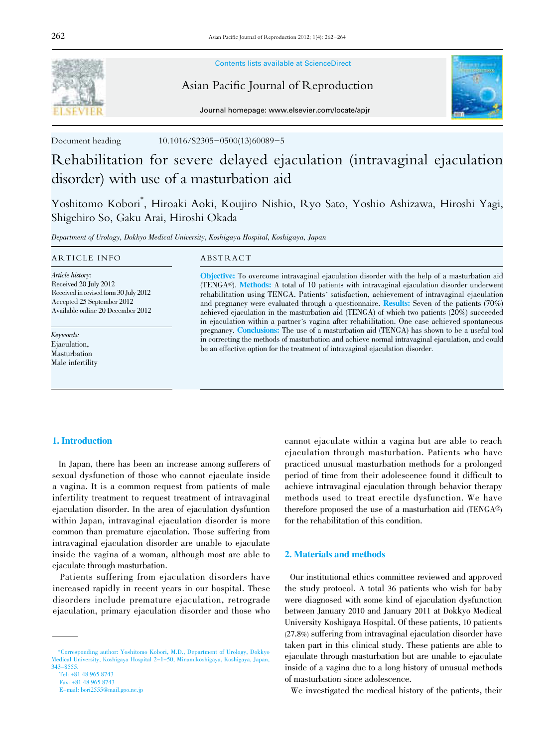Contents lists available at ScienceDirect

Asian Pacific Journal of Reproduction

Journal homepage: www.elsevier.com/locate/apjr

Document heading 10.1016/S2305-0500(13)60089-5

# Rehabilitation for severe delayed ejaculation (intravaginal ejaculation disorder) with use of a masturbation aid

Yoshitomo Kobori*, Hiroaki Aoki, Koujiro Nishio, Ryo Sato, Yoshio Ashizawa, Hiroshi Yagi, Shigehiro So, Gaku Arai, Hiroshi Okada

*Department of Urology, Dokkyo Medical University, Koshigaya Hospital, Koshigaya, Japan*

## ARTICLE INFO

*Article history:*
Received 20 July 2012
Received in revised form 30 July 2012
Accepted 25 September 2012
Available online 20 December 2012

*Keywords:*
Ejaculation,
Masturbation
Male infertility

## ABSTRACT

**Objective:** To overcome intravaginal ejaculation disorder with the help of a masturbation aid (TENGA®). **Methods:** A total of 10 patients with intravaginal ejaculation disorder underwent rehabilitation using TENGA. Patients´ satisfaction, achievement of intravaginal ejaculation and pregnancy were evaluated through a questionnaire. **Results:** Seven of the patients (70%) achieved ejaculation in the masturbation aid (TENGA) of which two patients (20%) succeeded in ejaculation within a partner´s vagina after rehabilitation. One case achieved spontaneous pregnancy. **Conclusions:** The use of a masturbation aid (TENGA) has shown to be a useful tool in correcting the methods of masturbation and achieve normal intravaginal ejaculation, and could be an effective option for the treatment of intravaginal ejaculation disorder.

## 1. Introduction

In Japan, there has been an increase among sufferers of sexual dysfunction of those who cannot ejaculate inside a vagina. It is a common request from patients of male infertility treatment to request treatment of intravaginal ejaculation disorder. In the area of ejaculation dysfuntion within Japan, intravaginal ejaculation disorder is more common than premature ejaculation. Those suffering from intravaginal ejaculation disorder are unable to ejaculate inside the vagina of a woman, although most are able to ejaculate through masturbation.

Patients suffering from ejaculation disorders have increased rapidly in recent years in our hospital. These disorders include premature ejaculation, retrograde ejaculation, primary ejaculation disorder and those who cannot ejaculate within a vagina but are able to reach ejaculation through masturbation. Patients who have practiced unusual masturbation methods for a prolonged period of time from their adolescence found it difficult to achieve intravaginal ejaculation through behavior therapy methods used to treat erectile dysfunction. We have therefore proposed the use of a masturbation aid (TENGA®) for the rehabilitation of this condition.

## 2. Materials and methods

Our institutional ethics committee reviewed and approved the study protocol. A total 36 patients who wish for baby were diagnosed with some kind of ejaculation dysfunction between January 2010 and January 2011 at Dokkyo Medical University Koshigaya Hospital. Of these patients, 10 patients (27.8%) suffering from intravaginal ejaculation disorder have taken part in this clinical study. These patients are able to ejaculate through masturbation but are unable to ejaculate inside of a vagina due to a long history of unusual methods of masturbation since adolescence.

We investigated the medical history of the patients, their

---

*Corresponding author: Yoshitomo Kobori, M.D., Department of Urology, Dokkyo Medical University, Koshigaya Hospital 2-1-50, Minamikoshigaya, Koshigaya, Japan, 343-8555.
Tel: +81 48 965 8743
Fax: +81 48 965 8743
E-mail: bori2555@mail.goo.ne.jp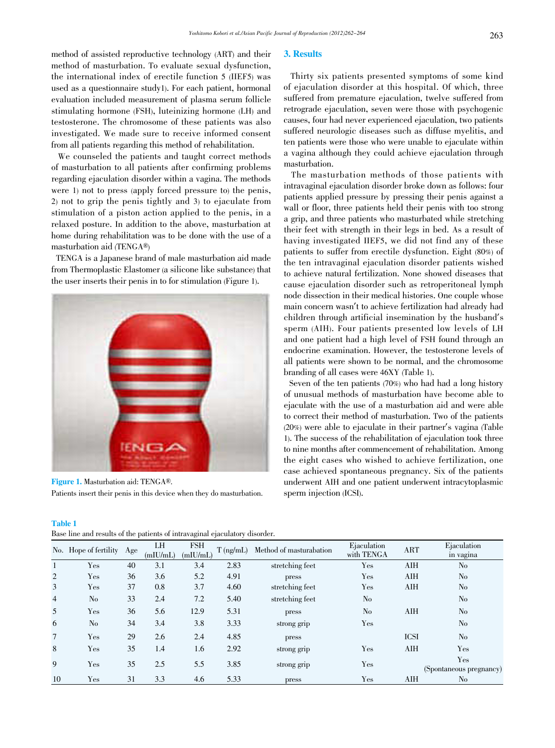method of assisted reproductive technology (ART) and their method of masturbation. To evaluate sexual dysfunction, the international index of erectile function 5 (IIEF5) was used as a questionnaire study1). For each patient, hormonal evaluation included measurement of plasma serum follicle stimulating hormone (FSH), luteinizing hormone (LH) and testosterone. The chromosome of these patients was also investigated. We made sure to receive informed consent from all patients regarding this method of rehabilitation.

We counseled the patients and taught correct methods of masturbation to all patients after confirming problems regarding ejaculation disorder within a vagina. The methods were 1) not to press (apply forced pressure to) the penis, 2) not to grip the penis tightly and 3) to ejaculate from stimulation of a piston action applied to the penis, in a relaxed posture. In addition to the above, masturbation at home during rehabilitation was to be done with the use of a masturbation aid (TENGA®)

TENGA is a Japanese brand of male masturbation aid made from Thermoplastic Elastomer (a silicone like substance) that the user inserts their penis in to for stimulation (Figure 1).

**Figure 1.** Masturbation aid: TENGA®.
Patients insert their penis in this device when they do masturbation.

## 3. Results

Thirty six patients presented symptoms of some kind of ejaculation disorder at this hospital. Of which, three suffered from premature ejaculation, twelve suffered from retrograde ejaculation, seven were those with psychogenic causes, four had never experienced ejaculation, two patients suffered neurologic diseases such as diffuse myelitis, and ten patients were those who were unable to ejaculate within a vagina although they could achieve ejaculation through masturbation.

The masturbation methods of those patients with intravaginal ejaculation disorder broke down as follows: four patients applied pressure by pressing their penis against a wall or floor, three patients held their penis with too strong a grip, and three patients who masturbated while stretching their feet with strength in their legs in bed. As a result of having investigated IIEF5, we did not find any of these patients to suffer from erectile dysfunction. Eight (80%) of the ten intravaginal ejaculation disorder patients wished to achieve natural fertilization. None showed diseases that cause ejaculation disorder such as retroperitoneal lymph node dissection in their medical histories. One couple whose main concern wasn't to achieve fertilization had already had children through artificial insemination by the husband's sperm (AIH). Four patients presented low levels of LH and one patient had a high level of FSH found through an endocrine examination. However, the testosterone levels of all patients were shown to be normal, and the chromosome branding of all cases were 46XY (Table 1).

Seven of the ten patients (70%) who had had a long history of unusual methods of masturbation have become able to ejaculate with the use of a masturbation aid and were able to correct their method of masturbation. Two of the patients (20%) were able to ejaculate in their partner's vagina (Table 1). The success of the rehabilitation of ejaculation disorder took three to nine months after commencement of rehabilitation. Among the eight cases who wished to achieve fertilization, one case achieved spontaneous pregnancy. Six of the patients underwent AIH and one patient underwent intracytoplasmic sperm injection (ICSI).

**Table 1**
Base line and results of the patients of intravaginal ejaculatory disorder.

| No. | Hope of fertility | Age | LH (mIU/mL) | FSH (mIU/mL) | T (ng/mL) | Method of masturabation | Ejaculation with TENGA | ART | Ejaculation in vagina |
|---|---|---|---|---|---|---|---|---|---|
| 1 | Yes | 40 | 3.1 | 3.4 | 2.83 | stretching feet | Yes | AIH | No |
| 2 | Yes | 36 | 3.6 | 5.2 | 4.91 | press | Yes | AIH | No |
| 3 | Yes | 37 | 0.8 | 3.7 | 4.60 | stretching feet | Yes | AIH | No |
| 4 | No | 33 | 2.4 | 7.2 | 5.40 | stretching feet | No | | No |
| 5 | Yes | 36 | 5.6 | 12.9 | 5.31 | press | No | AIH | No |
| 6 | No | 34 | 3.4 | 3.8 | 3.33 | strong grip | Yes | | No |
| 7 | Yes | 29 | 2.6 | 2.4 | 4.85 | press | | ICSI | No |
| 8 | Yes | 35 | 1.4 | 1.6 | 2.92 | strong grip | Yes | AIH | Yes |
| 9 | Yes | 35 | 2.5 | 5.5 | 3.85 | strong grip | Yes | | Yes (Spontaneous pregnancy) |
| 10 | Yes | 31 | 3.3 | 4.6 | 5.33 | press | Yes | AIH | No |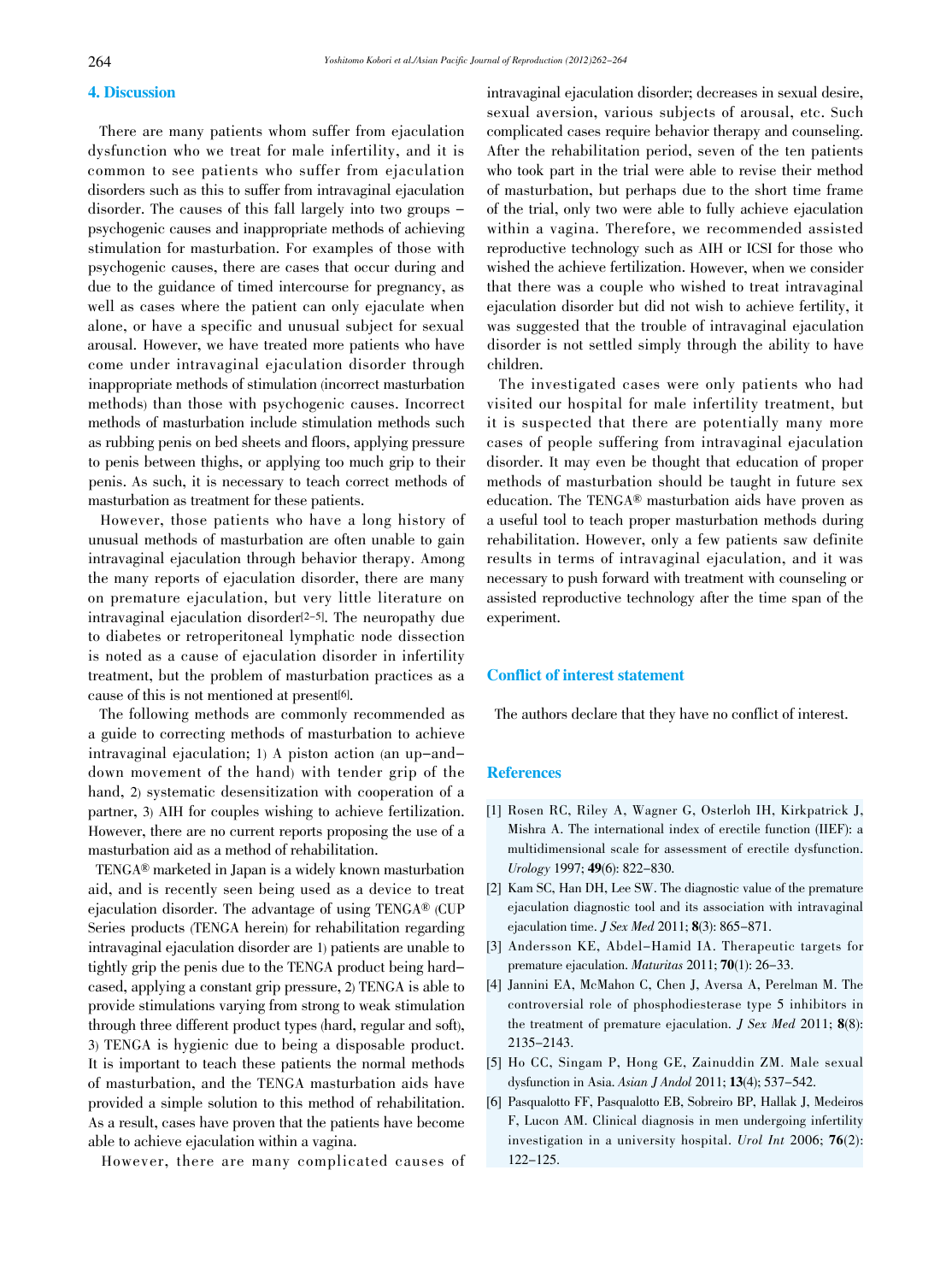## 4. Discussion

There are many patients whom suffer from ejaculation dysfunction who we treat for male infertility, and it is common to see patients who suffer from ejaculation disorders such as this to suffer from intravaginal ejaculation disorder. The causes of this fall largely into two groups – psychogenic causes and inappropriate methods of achieving stimulation for masturbation. For examples of those with psychogenic causes, there are cases that occur during and due to the guidance of timed intercourse for pregnancy, as well as cases where the patient can only ejaculate when alone, or have a specific and unusual subject for sexual arousal. However, we have treated more patients who have come under intravaginal ejaculation disorder through inappropriate methods of stimulation (incorrect masturbation methods) than those with psychogenic causes. Incorrect methods of masturbation include stimulation methods such as rubbing penis on bed sheets and floors, applying pressure to penis between thighs, or applying too much grip to their penis. As such, it is necessary to teach correct methods of masturbation as treatment for these patients.

However, those patients who have a long history of unusual methods of masturbation are often unable to gain intravaginal ejaculation through behavior therapy. Among the many reports of ejaculation disorder, there are many on premature ejaculation, but very little literature on intravaginal ejaculation disorder[2–5]. The neuropathy due to diabetes or retroperitoneal lymphatic node dissection is noted as a cause of ejaculation disorder in infertility treatment, but the problem of masturbation practices as a cause of this is not mentioned at present[6].

The following methods are commonly recommended as a guide to correcting methods of masturbation to achieve intravaginal ejaculation; 1) A piston action (an up–and–down movement of the hand) with tender grip of the hand, 2) systematic desensitization with cooperation of a partner, 3) AIH for couples wishing to achieve fertilization. However, there are no current reports proposing the use of a masturbation aid as a method of rehabilitation.

TENGA® marketed in Japan is a widely known masturbation aid, and is recently seen being used as a device to treat ejaculation disorder. The advantage of using TENGA® (CUP Series products (TENGA herein) for rehabilitation regarding intravaginal ejaculation disorder are 1) patients are unable to tightly grip the penis due to the TENGA product being hard–cased, applying a constant grip pressure, 2) TENGA is able to provide stimulations varying from strong to weak stimulation through three different product types (hard, regular and soft), 3) TENGA is hygienic due to being a disposable product. It is important to teach these patients the normal methods of masturbation, and the TENGA masturbation aids have provided a simple solution to this method of rehabilitation. As a result, cases have proven that the patients have become able to achieve ejaculation within a vagina.

However, there are many complicated causes of intravaginal ejaculation disorder; decreases in sexual desire, sexual aversion, various subjects of arousal, etc. Such complicated cases require behavior therapy and counseling. After the rehabilitation period, seven of the ten patients who took part in the trial were able to revise their method of masturbation, but perhaps due to the short time frame of the trial, only two were able to fully achieve ejaculation within a vagina. Therefore, we recommended assisted reproductive technology such as AIH or ICSI for those who wished the achieve fertilization. However, when we consider that there was a couple who wished to treat intravaginal ejaculation disorder but did not wish to achieve fertility, it was suggested that the trouble of intravaginal ejaculation disorder is not settled simply through the ability to have children.

The investigated cases were only patients who had visited our hospital for male infertility treatment, but it is suspected that there are potentially many more cases of people suffering from intravaginal ejaculation disorder. It may even be thought that education of proper methods of masturbation should be taught in future sex education. The TENGA® masturbation aids have proven as a useful tool to teach proper masturbation methods during rehabilitation. However, only a few patients saw definite results in terms of intravaginal ejaculation, and it was necessary to push forward with treatment with counseling or assisted reproductive technology after the time span of the experiment.

## Conflict of interest statement

The authors declare that they have no conflict of interest.

## References

[1] Rosen RC, Riley A, Wagner G, Osterloh IH, Kirkpatrick J, Mishra A. The international index of erectile function (IIEF): a multidimensional scale for assessment of erectile dysfunction. *Urology* 1997; **49**(6): 822–830.

[2] Kam SC, Han DH, Lee SW. The diagnostic value of the premature ejaculation diagnostic tool and its association with intravaginal ejaculation time. *J Sex Med* 2011; **8**(3): 865–871.

[3] Andersson KE, Abdel–Hamid IA. Therapeutic targets for premature ejaculation. *Maturitas* 2011; **70**(1): 26–33.

[4] Jannini EA, McMahon C, Chen J, Aversa A, Perelman M. The controversial role of phosphodiesterase type 5 inhibitors in the treatment of premature ejaculation. *J Sex Med* 2011; **8**(8): 2135–2143.

[5] Ho CC, Singam P, Hong GE, Zainuddin ZM. Male sexual dysfunction in Asia. *Asian J Andol* 2011; **13**(4); 537–542.

[6] Pasqualotto FF, Pasqualotto EB, Sobreiro BP, Hallak J, Medeiros F, Lucon AM. Clinical diagnosis in men undergoing infertility investigation in a university hospital. *Urol Int* 2006; **76**(2): 122–125.